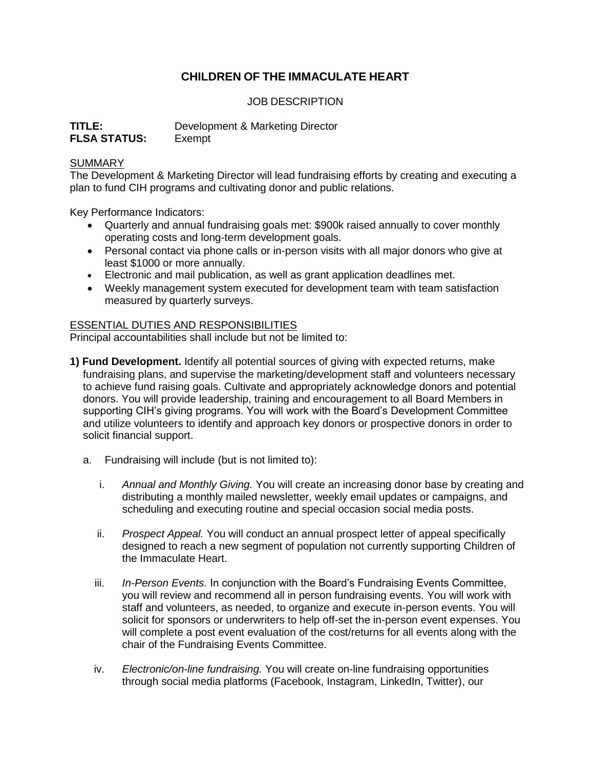# CHILDREN OF THE IMMACULATE HEART

JOB DESCRIPTION

**TITLE:** Development & Marketing Director
**FLSA STATUS:** Exempt

SUMMARY

The Development & Marketing Director will lead fundraising efforts by creating and executing a plan to fund CIH programs and cultivating donor and public relations.

Key Performance Indicators:

- Quarterly and annual fundraising goals met: $900k raised annually to cover monthly operating costs and long-term development goals.
- Personal contact via phone calls or in-person visits with all major donors who give at least $1000 or more annually.
- Electronic and mail publication, as well as grant application deadlines met.
- Weekly management system executed for development team with team satisfaction measured by quarterly surveys.

ESSENTIAL DUTIES AND RESPONSIBILITIES

Principal accountabilities shall include but not be limited to:

**1) Fund Development.** Identify all potential sources of giving with expected returns, make fundraising plans, and supervise the marketing/development staff and volunteers necessary to achieve fund raising goals. Cultivate and appropriately acknowledge donors and potential donors. You will provide leadership, training and encouragement to all Board Members in supporting CIH's giving programs. You will work with the Board's Development Committee and utilize volunteers to identify and approach key donors or prospective donors in order to solicit financial support.

a. Fundraising will include (but is not limited to):

i. *Annual and Monthly Giving.* You will create an increasing donor base by creating and distributing a monthly mailed newsletter, weekly email updates or campaigns, and scheduling and executing routine and special occasion social media posts.

ii. *Prospect Appeal.* You will conduct an annual prospect letter of appeal specifically designed to reach a new segment of population not currently supporting Children of the Immaculate Heart.

iii. *In-Person Events.* In conjunction with the Board's Fundraising Events Committee, you will review and recommend all in person fundraising events. You will work with staff and volunteers, as needed, to organize and execute in-person events. You will solicit for sponsors or underwriters to help off-set the in-person event expenses. You will complete a post event evaluation of the cost/returns for all events along with the chair of the Fundraising Events Committee.

iv. *Electronic/on-line fundraising.* You will create on-line fundraising opportunities through social media platforms (Facebook, Instagram, LinkedIn, Twitter), our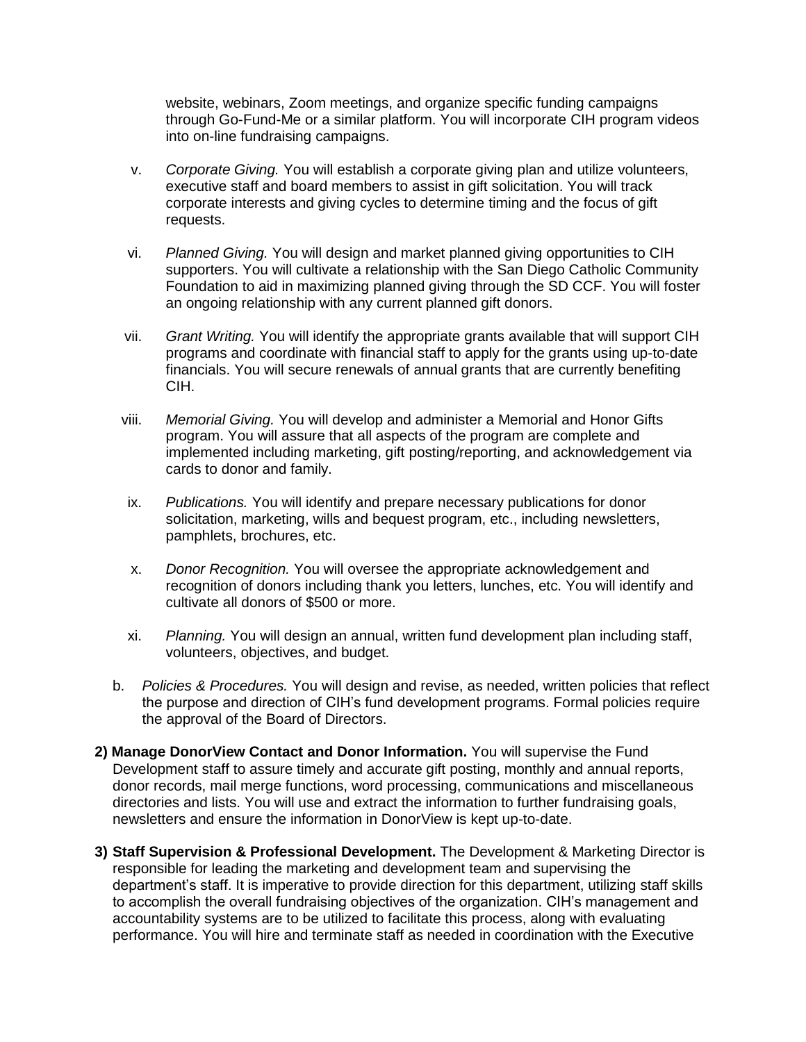website, webinars, Zoom meetings, and organize specific funding campaigns through Go-Fund-Me or a similar platform. You will incorporate CIH program videos into on-line fundraising campaigns.

v. *Corporate Giving.* You will establish a corporate giving plan and utilize volunteers, executive staff and board members to assist in gift solicitation. You will track corporate interests and giving cycles to determine timing and the focus of gift requests.

vi. *Planned Giving.* You will design and market planned giving opportunities to CIH supporters. You will cultivate a relationship with the San Diego Catholic Community Foundation to aid in maximizing planned giving through the SD CCF. You will foster an ongoing relationship with any current planned gift donors.

vii. *Grant Writing.* You will identify the appropriate grants available that will support CIH programs and coordinate with financial staff to apply for the grants using up-to-date financials. You will secure renewals of annual grants that are currently benefiting CIH.

viii. *Memorial Giving.* You will develop and administer a Memorial and Honor Gifts program. You will assure that all aspects of the program are complete and implemented including marketing, gift posting/reporting, and acknowledgement via cards to donor and family.

ix. *Publications.* You will identify and prepare necessary publications for donor solicitation, marketing, wills and bequest program, etc., including newsletters, pamphlets, brochures, etc.

x. *Donor Recognition.* You will oversee the appropriate acknowledgement and recognition of donors including thank you letters, lunches, etc. You will identify and cultivate all donors of $500 or more.

xi. *Planning.* You will design an annual, written fund development plan including staff, volunteers, objectives, and budget.

b. *Policies & Procedures.* You will design and revise, as needed, written policies that reflect the purpose and direction of CIH's fund development programs. Formal policies require the approval of the Board of Directors.

**2) Manage DonorView Contact and Donor Information.** You will supervise the Fund Development staff to assure timely and accurate gift posting, monthly and annual reports, donor records, mail merge functions, word processing, communications and miscellaneous directories and lists. You will use and extract the information to further fundraising goals, newsletters and ensure the information in DonorView is kept up-to-date.

**3) Staff Supervision & Professional Development.** The Development & Marketing Director is responsible for leading the marketing and development team and supervising the department's staff. It is imperative to provide direction for this department, utilizing staff skills to accomplish the overall fundraising objectives of the organization. CIH's management and accountability systems are to be utilized to facilitate this process, along with evaluating performance. You will hire and terminate staff as needed in coordination with the Executive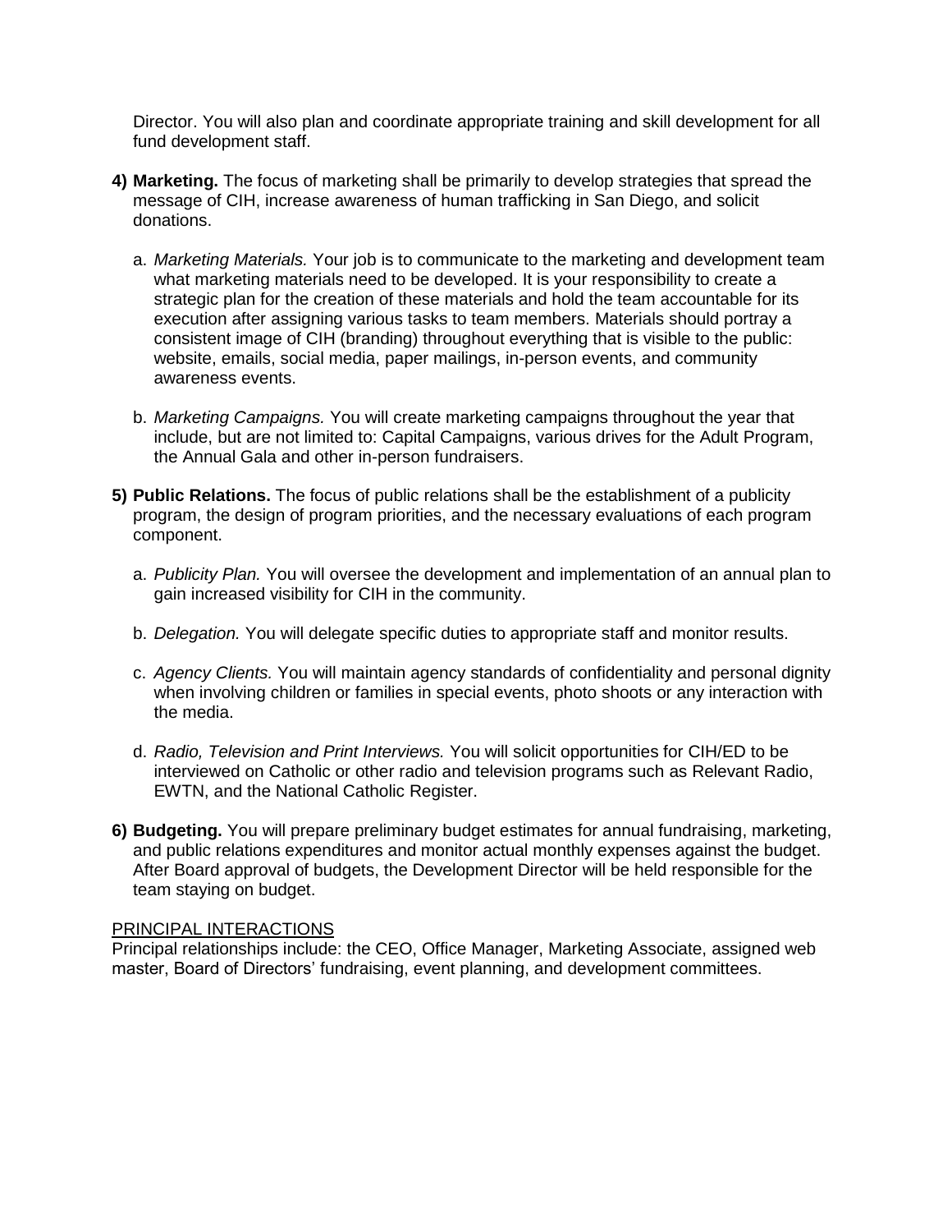Director. You will also plan and coordinate appropriate training and skill development for all fund development staff.

4) **Marketing.** The focus of marketing shall be primarily to develop strategies that spread the message of CIH, increase awareness of human trafficking in San Diego, and solicit donations.

   a. *Marketing Materials.* Your job is to communicate to the marketing and development team what marketing materials need to be developed. It is your responsibility to create a strategic plan for the creation of these materials and hold the team accountable for its execution after assigning various tasks to team members. Materials should portray a consistent image of CIH (branding) throughout everything that is visible to the public: website, emails, social media, paper mailings, in-person events, and community awareness events.

   b. *Marketing Campaigns.* You will create marketing campaigns throughout the year that include, but are not limited to: Capital Campaigns, various drives for the Adult Program, the Annual Gala and other in-person fundraisers.

5) **Public Relations.** The focus of public relations shall be the establishment of a publicity program, the design of program priorities, and the necessary evaluations of each program component.

   a. *Publicity Plan.* You will oversee the development and implementation of an annual plan to gain increased visibility for CIH in the community.

   b. *Delegation.* You will delegate specific duties to appropriate staff and monitor results.

   c. *Agency Clients.* You will maintain agency standards of confidentiality and personal dignity when involving children or families in special events, photo shoots or any interaction with the media.

   d. *Radio, Television and Print Interviews.* You will solicit opportunities for CIH/ED to be interviewed on Catholic or other radio and television programs such as Relevant Radio, EWTN, and the National Catholic Register.

6) **Budgeting.** You will prepare preliminary budget estimates for annual fundraising, marketing, and public relations expenditures and monitor actual monthly expenses against the budget. After Board approval of budgets, the Development Director will be held responsible for the team staying on budget.

<u>PRINCIPAL INTERACTIONS</u>

Principal relationships include: the CEO, Office Manager, Marketing Associate, assigned web master, Board of Directors' fundraising, event planning, and development committees.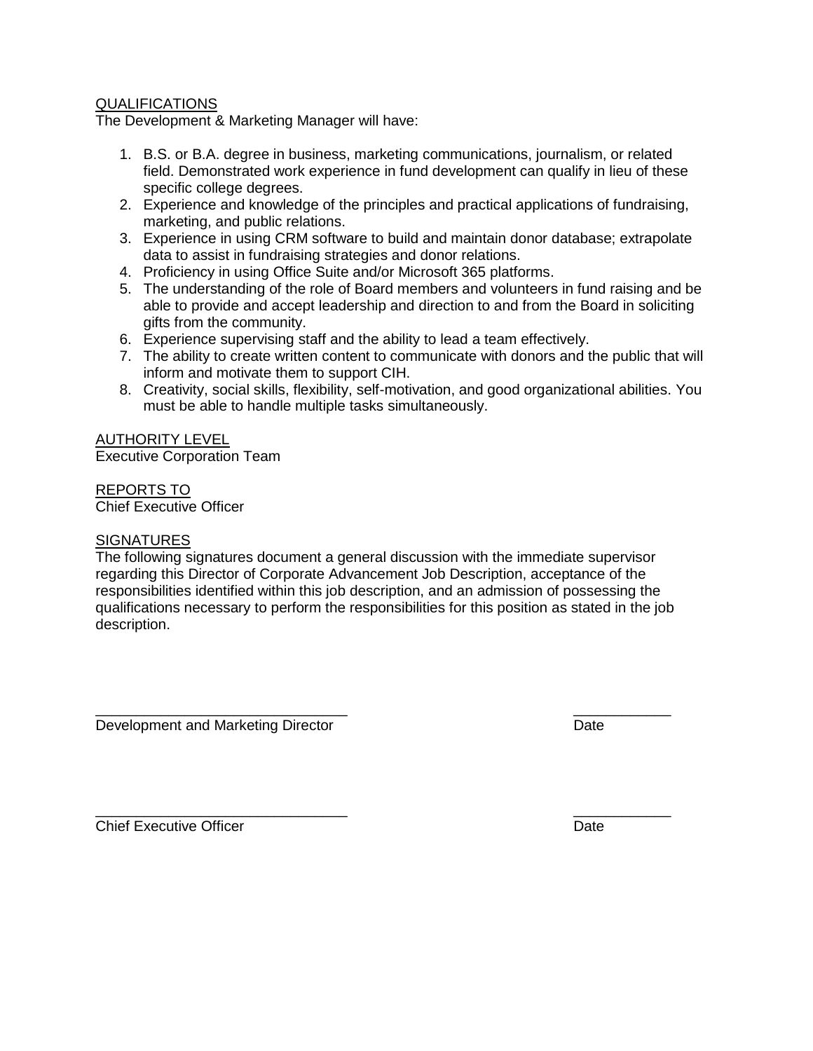QUALIFICATIONS

The Development & Marketing Manager will have:

1. B.S. or B.A. degree in business, marketing communications, journalism, or related field. Demonstrated work experience in fund development can qualify in lieu of these specific college degrees.
2. Experience and knowledge of the principles and practical applications of fundraising, marketing, and public relations.
3. Experience in using CRM software to build and maintain donor database; extrapolate data to assist in fundraising strategies and donor relations.
4. Proficiency in using Office Suite and/or Microsoft 365 platforms.
5. The understanding of the role of Board members and volunteers in fund raising and be able to provide and accept leadership and direction to and from the Board in soliciting gifts from the community.
6. Experience supervising staff and the ability to lead a team effectively.
7. The ability to create written content to communicate with donors and the public that will inform and motivate them to support CIH.
8. Creativity, social skills, flexibility, self-motivation, and good organizational abilities. You must be able to handle multiple tasks simultaneously.

AUTHORITY LEVEL

Executive Corporation Team

REPORTS TO

Chief Executive Officer

SIGNATURES

The following signatures document a general discussion with the immediate supervisor regarding this Director of Corporate Advancement Job Description, acceptance of the responsibilities identified within this job description, and an admission of possessing the qualifications necessary to perform the responsibilities for this position as stated in the job description.

_______________________________ ____________

Development and Marketing Director Date

_______________________________ ____________

Chief Executive Officer Date